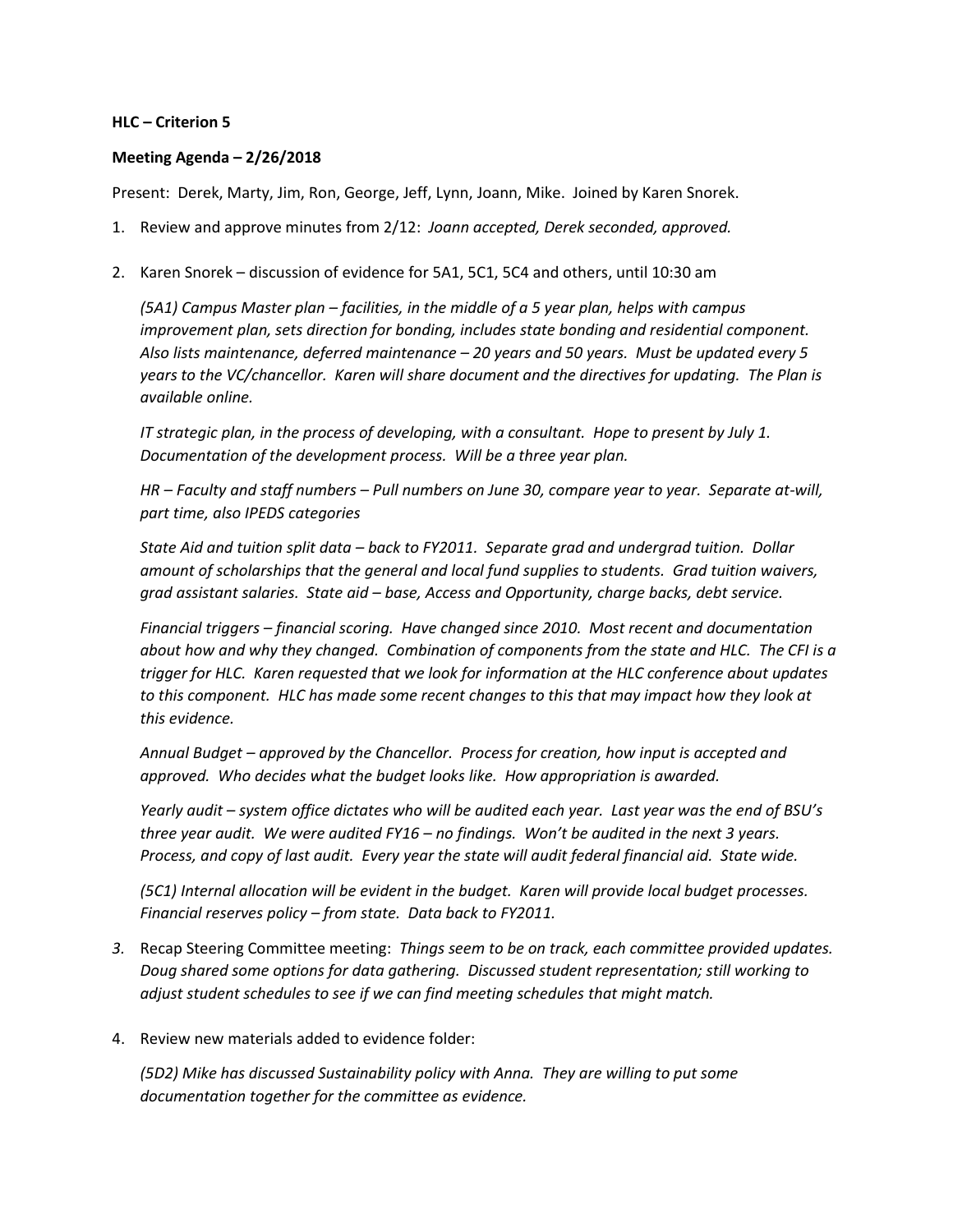**HLC – Criterion 5**

**Meeting Agenda – 2/26/2018**

Present: Derek, Marty, Jim, Ron, George, Jeff, Lynn, Joann, Mike. Joined by Karen Snorek.

1. Review and approve minutes from 2/12: *Joann accepted, Derek seconded, approved.*

2. Karen Snorek – discussion of evidence for 5A1, 5C1, 5C4 and others, until 10:30 am

   *(5A1) Campus Master plan – facilities, in the middle of a 5 year plan, helps with campus improvement plan, sets direction for bonding, includes state bonding and residential component. Also lists maintenance, deferred maintenance – 20 years and 50 years. Must be updated every 5 years to the VC/chancellor. Karen will share document and the directives for updating. The Plan is available online.*

   *IT strategic plan, in the process of developing, with a consultant. Hope to present by July 1. Documentation of the development process. Will be a three year plan.*

   *HR – Faculty and staff numbers – Pull numbers on June 30, compare year to year. Separate at-will, part time, also IPEDS categories*

   *State Aid and tuition split data – back to FY2011. Separate grad and undergrad tuition. Dollar amount of scholarships that the general and local fund supplies to students. Grad tuition waivers, grad assistant salaries. State aid – base, Access and Opportunity, charge backs, debt service.*

   *Financial triggers – financial scoring. Have changed since 2010. Most recent and documentation about how and why they changed. Combination of components from the state and HLC. The CFI is a trigger for HLC. Karen requested that we look for information at the HLC conference about updates to this component. HLC has made some recent changes to this that may impact how they look at this evidence.*

   *Annual Budget – approved by the Chancellor. Process for creation, how input is accepted and approved. Who decides what the budget looks like. How appropriation is awarded.*

   *Yearly audit – system office dictates who will be audited each year. Last year was the end of BSU's three year audit. We were audited FY16 – no findings. Won't be audited in the next 3 years. Process, and copy of last audit. Every year the state will audit federal financial aid. State wide.*

   *(5C1) Internal allocation will be evident in the budget. Karen will provide local budget processes. Financial reserves policy – from state. Data back to FY2011.*

3. Recap Steering Committee meeting: *Things seem to be on track, each committee provided updates. Doug shared some options for data gathering. Discussed student representation; still working to adjust student schedules to see if we can find meeting schedules that might match.*

4. Review new materials added to evidence folder:

   *(5D2) Mike has discussed Sustainability policy with Anna. They are willing to put some documentation together for the committee as evidence.*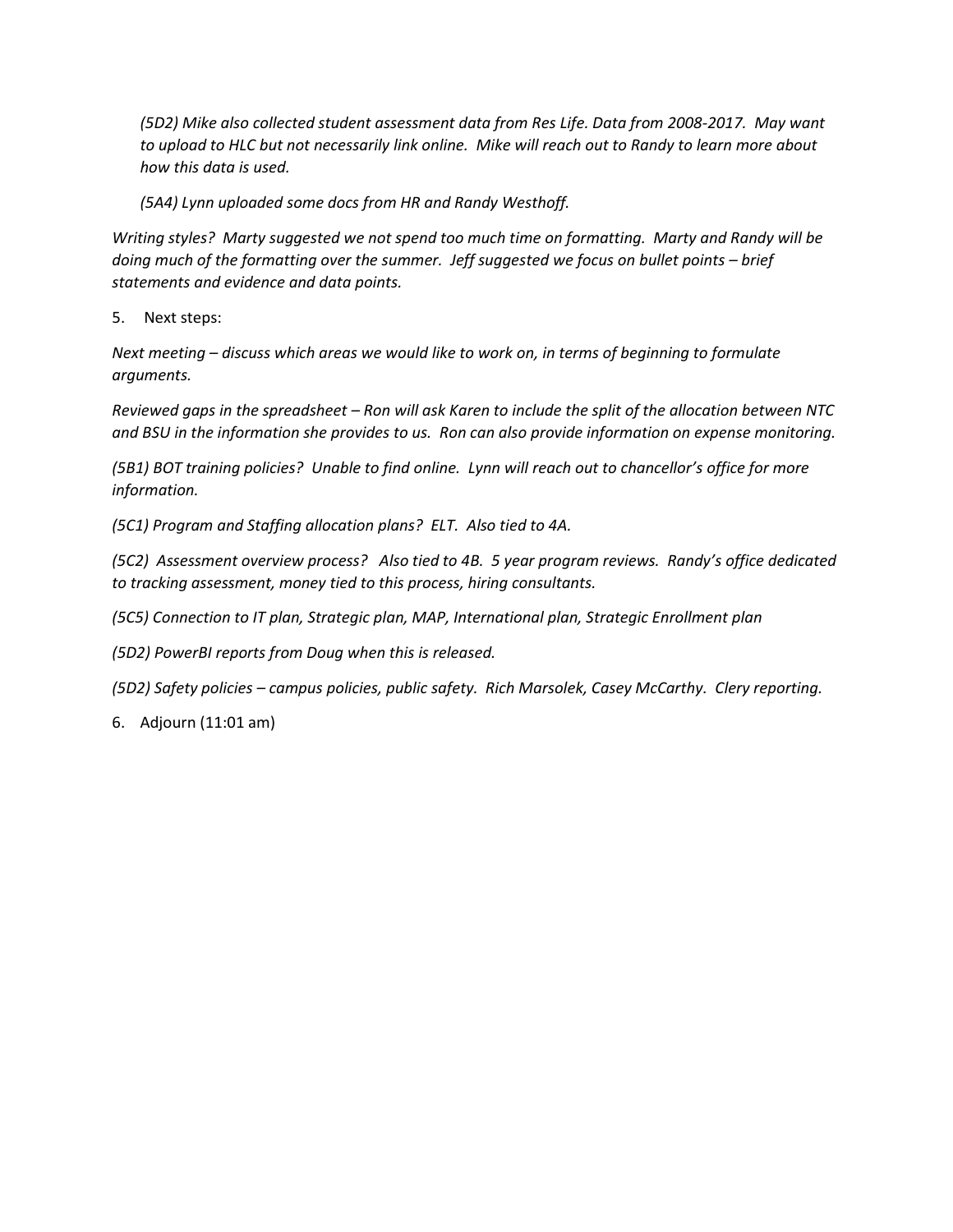*(5D2) Mike also collected student assessment data from Res Life. Data from 2008-2017. May want to upload to HLC but not necessarily link online. Mike will reach out to Randy to learn more about how this data is used.*

*(5A4) Lynn uploaded some docs from HR and Randy Westhoff.*

*Writing styles? Marty suggested we not spend too much time on formatting. Marty and Randy will be doing much of the formatting over the summer. Jeff suggested we focus on bullet points – brief statements and evidence and data points.*

5. Next steps:

*Next meeting – discuss which areas we would like to work on, in terms of beginning to formulate arguments.*

*Reviewed gaps in the spreadsheet – Ron will ask Karen to include the split of the allocation between NTC and BSU in the information she provides to us. Ron can also provide information on expense monitoring.*

*(5B1) BOT training policies? Unable to find online. Lynn will reach out to chancellor's office for more information.*

*(5C1) Program and Staffing allocation plans? ELT. Also tied to 4A.*

*(5C2) Assessment overview process? Also tied to 4B. 5 year program reviews. Randy's office dedicated to tracking assessment, money tied to this process, hiring consultants.*

*(5C5) Connection to IT plan, Strategic plan, MAP, International plan, Strategic Enrollment plan*

*(5D2) PowerBI reports from Doug when this is released.*

*(5D2) Safety policies – campus policies, public safety. Rich Marsolek, Casey McCarthy. Clery reporting.*

6. Adjourn (11:01 am)